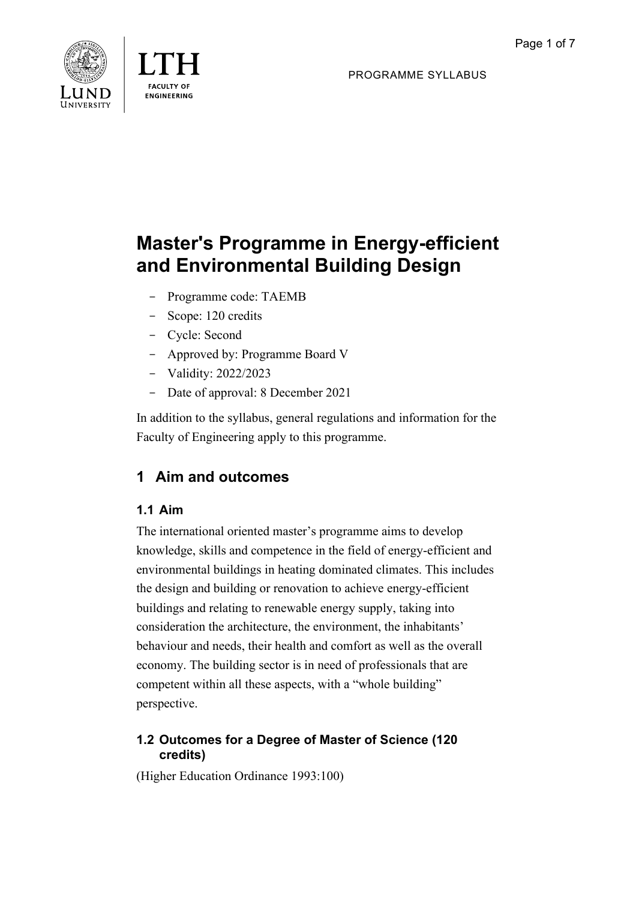PROGRAMME SYLLABUS

# Master's Programme in Energy-efficient and Environmental Building Design

- Programme code: TAEMB
- Scope: 120 credits
- Cycle: Second
- Approved by: Programme Board V
- Validity: 2022/2023
- Date of approval: 8 December 2021

In addition to the syllabus, general regulations and information for the Faculty of Engineering apply to this programme.

## 1 Aim and outcomes

### 1.1 Aim

The international oriented master's programme aims to develop knowledge, skills and competence in the field of energy-efficient and environmental buildings in heating dominated climates. This includes the design and building or renovation to achieve energy-efficient buildings and relating to renewable energy supply, taking into consideration the architecture, the environment, the inhabitants' behaviour and needs, their health and comfort as well as the overall economy. The building sector is in need of professionals that are competent within all these aspects, with a "whole building" perspective.

### 1.2 Outcomes for a Degree of Master of Science (120 credits)

(Higher Education Ordinance 1993:100)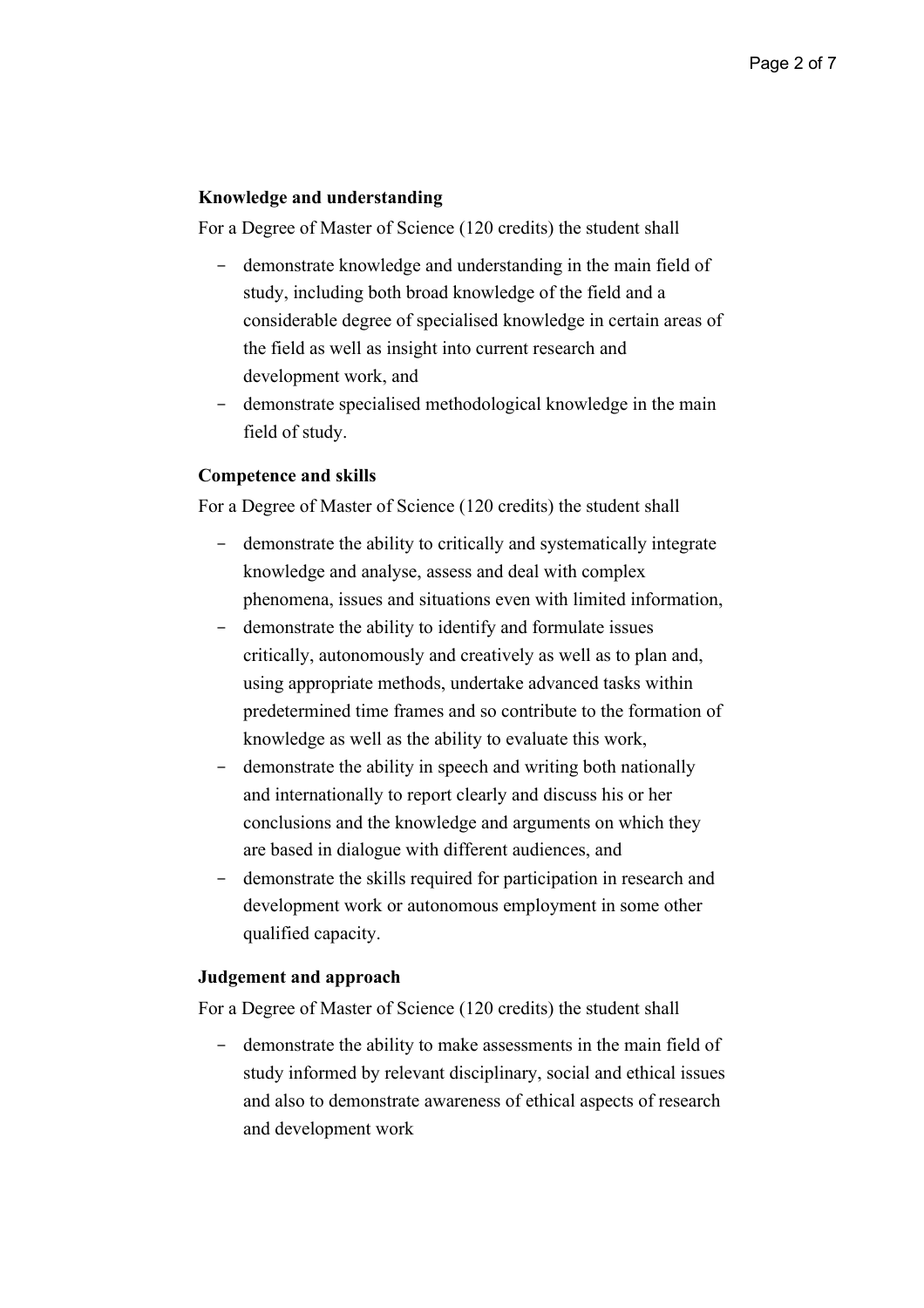**Knowledge and understanding**

For a Degree of Master of Science (120 credits) the student shall

- demonstrate knowledge and understanding in the main field of study, including both broad knowledge of the field and a considerable degree of specialised knowledge in certain areas of the field as well as insight into current research and development work, and
- demonstrate specialised methodological knowledge in the main field of study.

**Competence and skills**

For a Degree of Master of Science (120 credits) the student shall

- demonstrate the ability to critically and systematically integrate knowledge and analyse, assess and deal with complex phenomena, issues and situations even with limited information,
- demonstrate the ability to identify and formulate issues critically, autonomously and creatively as well as to plan and, using appropriate methods, undertake advanced tasks within predetermined time frames and so contribute to the formation of knowledge as well as the ability to evaluate this work,
- demonstrate the ability in speech and writing both nationally and internationally to report clearly and discuss his or her conclusions and the knowledge and arguments on which they are based in dialogue with different audiences, and
- demonstrate the skills required for participation in research and development work or autonomous employment in some other qualified capacity.

**Judgement and approach**

For a Degree of Master of Science (120 credits) the student shall

- demonstrate the ability to make assessments in the main field of study informed by relevant disciplinary, social and ethical issues and also to demonstrate awareness of ethical aspects of research and development work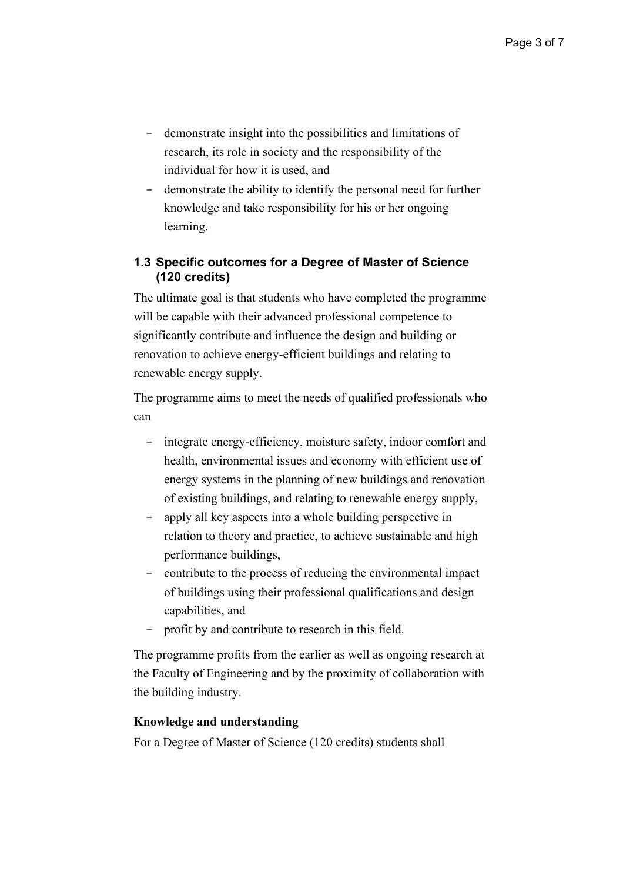- demonstrate insight into the possibilities and limitations of research, its role in society and the responsibility of the individual for how it is used, and
- demonstrate the ability to identify the personal need for further knowledge and take responsibility for his or her ongoing learning.

### 1.3 Specific outcomes for a Degree of Master of Science (120 credits)

The ultimate goal is that students who have completed the programme will be capable with their advanced professional competence to significantly contribute and influence the design and building or renovation to achieve energy-efficient buildings and relating to renewable energy supply.

The programme aims to meet the needs of qualified professionals who can

- integrate energy-efficiency, moisture safety, indoor comfort and health, environmental issues and economy with efficient use of energy systems in the planning of new buildings and renovation of existing buildings, and relating to renewable energy supply,
- apply all key aspects into a whole building perspective in relation to theory and practice, to achieve sustainable and high performance buildings,
- contribute to the process of reducing the environmental impact of buildings using their professional qualifications and design capabilities, and
- profit by and contribute to research in this field.

The programme profits from the earlier as well as ongoing research at the Faculty of Engineering and by the proximity of collaboration with the building industry.

**Knowledge and understanding**

For a Degree of Master of Science (120 credits) students shall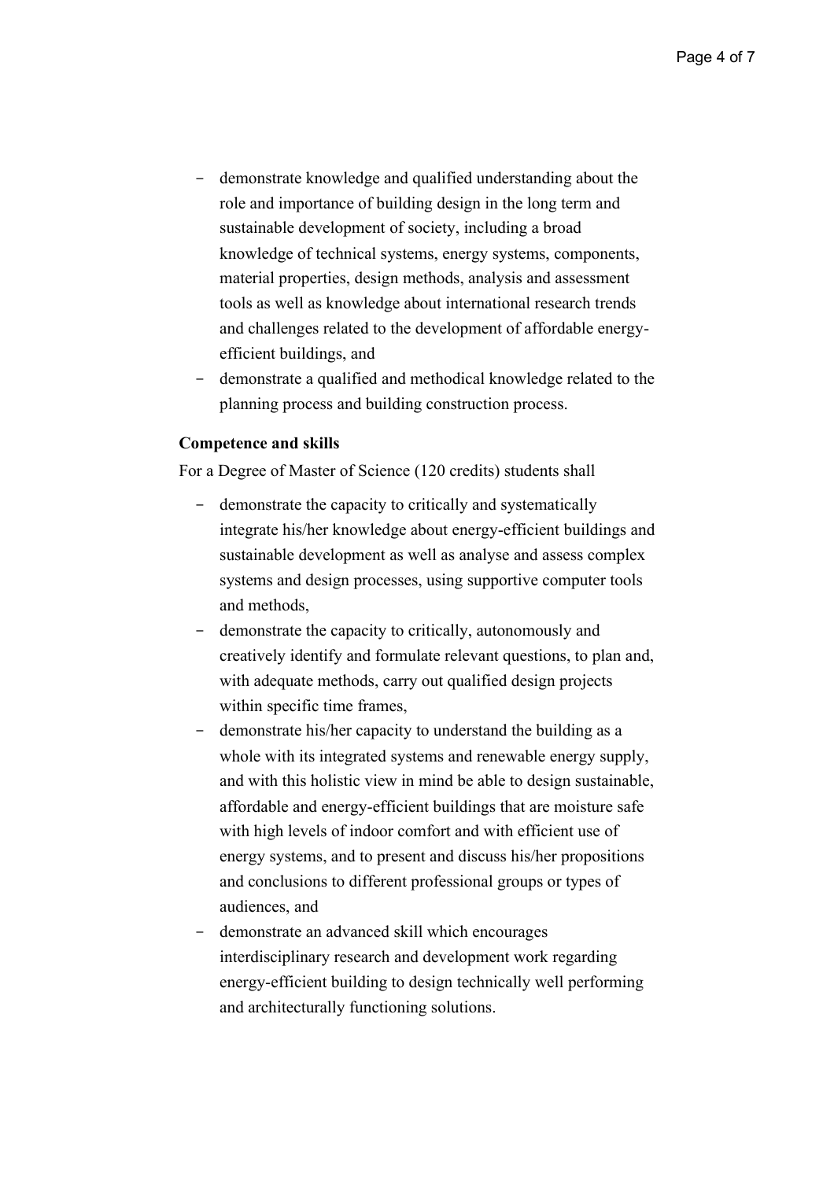- demonstrate knowledge and qualified understanding about the role and importance of building design in the long term and sustainable development of society, including a broad knowledge of technical systems, energy systems, components, material properties, design methods, analysis and assessment tools as well as knowledge about international research trends and challenges related to the development of affordable energy-efficient buildings, and
- demonstrate a qualified and methodical knowledge related to the planning process and building construction process.

**Competence and skills**

For a Degree of Master of Science (120 credits) students shall

- demonstrate the capacity to critically and systematically integrate his/her knowledge about energy-efficient buildings and sustainable development as well as analyse and assess complex systems and design processes, using supportive computer tools and methods,
- demonstrate the capacity to critically, autonomously and creatively identify and formulate relevant questions, to plan and, with adequate methods, carry out qualified design projects within specific time frames,
- demonstrate his/her capacity to understand the building as a whole with its integrated systems and renewable energy supply, and with this holistic view in mind be able to design sustainable, affordable and energy-efficient buildings that are moisture safe with high levels of indoor comfort and with efficient use of energy systems, and to present and discuss his/her propositions and conclusions to different professional groups or types of audiences, and
- demonstrate an advanced skill which encourages interdisciplinary research and development work regarding energy-efficient building to design technically well performing and architecturally functioning solutions.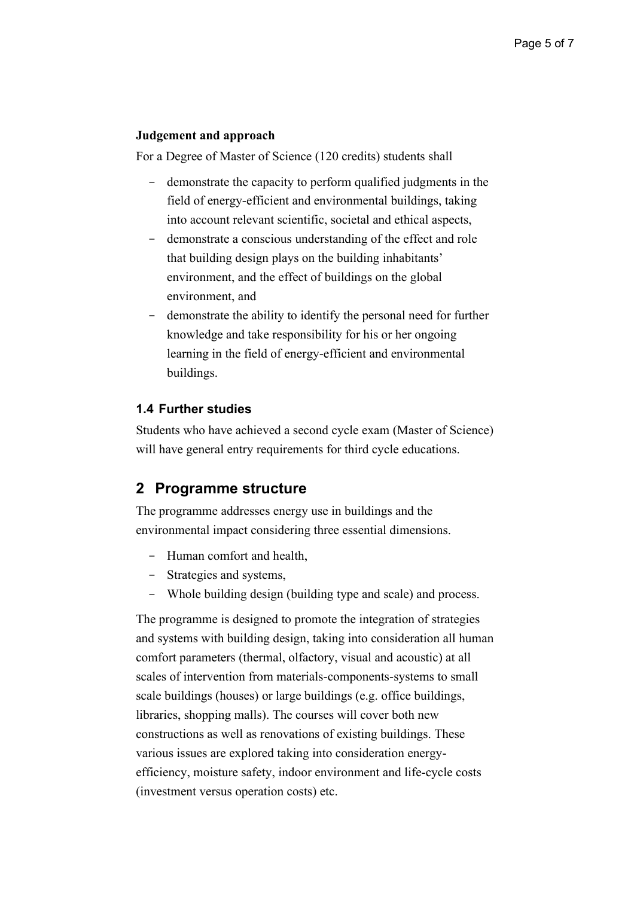**Judgement and approach**

For a Degree of Master of Science (120 credits) students shall

- demonstrate the capacity to perform qualified judgments in the field of energy-efficient and environmental buildings, taking into account relevant scientific, societal and ethical aspects,
- demonstrate a conscious understanding of the effect and role that building design plays on the building inhabitants' environment, and the effect of buildings on the global environment, and
- demonstrate the ability to identify the personal need for further knowledge and take responsibility for his or her ongoing learning in the field of energy-efficient and environmental buildings.

### 1.4 Further studies

Students who have achieved a second cycle exam (Master of Science) will have general entry requirements for third cycle educations.

## 2 Programme structure

The programme addresses energy use in buildings and the environmental impact considering three essential dimensions.

- Human comfort and health,
- Strategies and systems,
- Whole building design (building type and scale) and process.

The programme is designed to promote the integration of strategies and systems with building design, taking into consideration all human comfort parameters (thermal, olfactory, visual and acoustic) at all scales of intervention from materials-components-systems to small scale buildings (houses) or large buildings (e.g. office buildings, libraries, shopping malls). The courses will cover both new constructions as well as renovations of existing buildings. These various issues are explored taking into consideration energy-efficiency, moisture safety, indoor environment and life-cycle costs (investment versus operation costs) etc.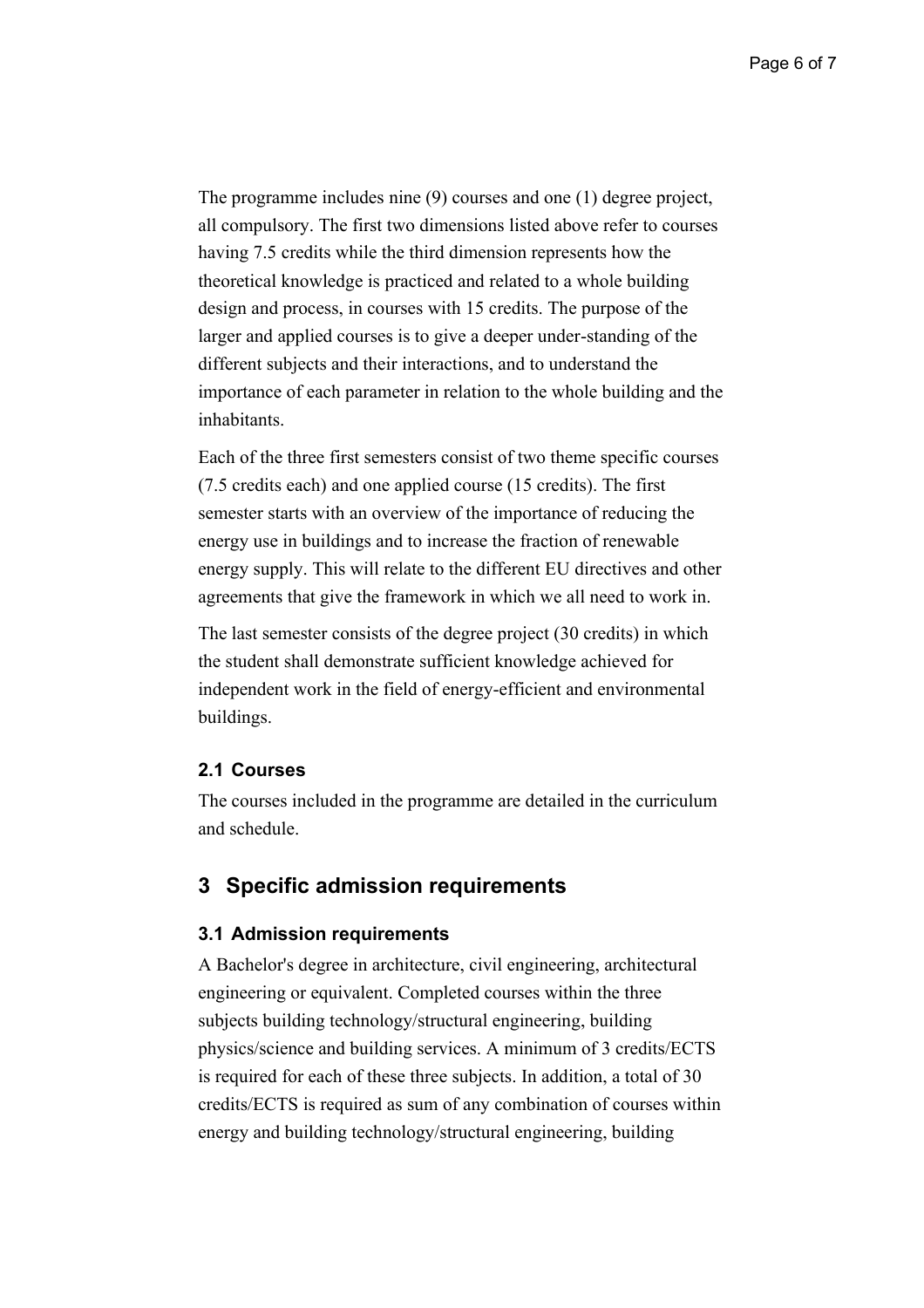The programme includes nine (9) courses and one (1) degree project, all compulsory. The first two dimensions listed above refer to courses having 7.5 credits while the third dimension represents how the theoretical knowledge is practiced and related to a whole building design and process, in courses with 15 credits. The purpose of the larger and applied courses is to give a deeper under-standing of the different subjects and their interactions, and to understand the importance of each parameter in relation to the whole building and the inhabitants.

Each of the three first semesters consist of two theme specific courses (7.5 credits each) and one applied course (15 credits). The first semester starts with an overview of the importance of reducing the energy use in buildings and to increase the fraction of renewable energy supply. This will relate to the different EU directives and other agreements that give the framework in which we all need to work in.

The last semester consists of the degree project (30 credits) in which the student shall demonstrate sufficient knowledge achieved for independent work in the field of energy-efficient and environmental buildings.

### 2.1 Courses

The courses included in the programme are detailed in the curriculum and schedule.

## 3 Specific admission requirements

### 3.1 Admission requirements

A Bachelor's degree in architecture, civil engineering, architectural engineering or equivalent. Completed courses within the three subjects building technology/structural engineering, building physics/science and building services. A minimum of 3 credits/ECTS is required for each of these three subjects. In addition, a total of 30 credits/ECTS is required as sum of any combination of courses within energy and building technology/structural engineering, building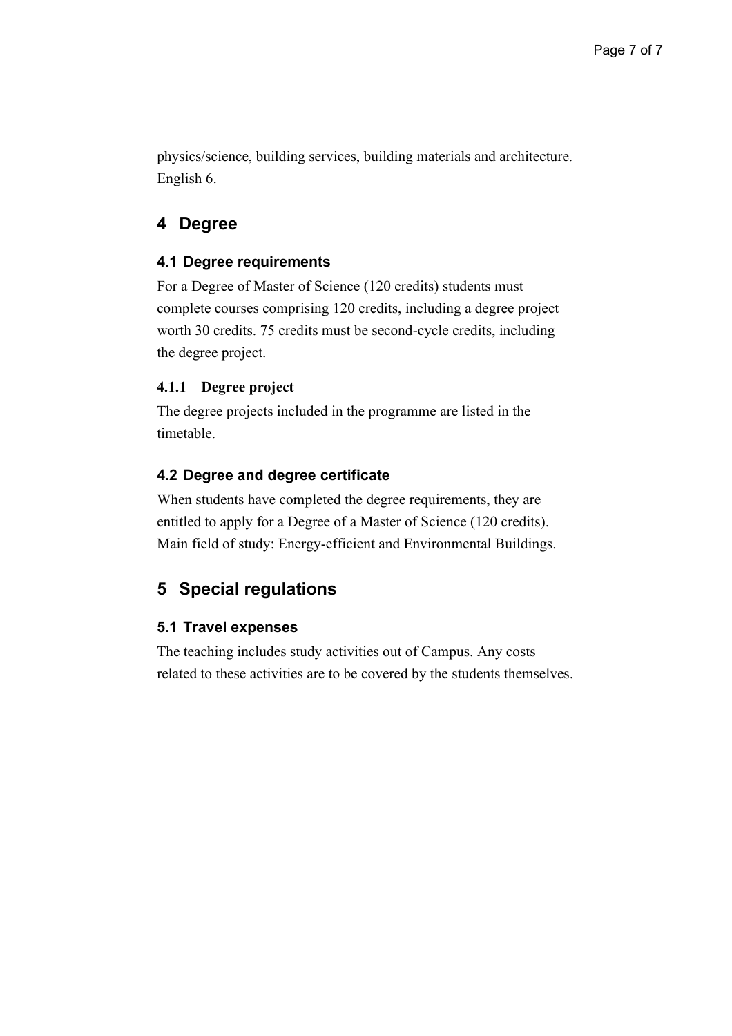physics/science, building services, building materials and architecture. English 6.

# 4 Degree

## 4.1 Degree requirements

For a Degree of Master of Science (120 credits) students must complete courses comprising 120 credits, including a degree project worth 30 credits. 75 credits must be second-cycle credits, including the degree project.

### 4.1.1 Degree project

The degree projects included in the programme are listed in the timetable.

## 4.2 Degree and degree certificate

When students have completed the degree requirements, they are entitled to apply for a Degree of a Master of Science (120 credits). Main field of study: Energy-efficient and Environmental Buildings.

# 5 Special regulations

## 5.1 Travel expenses

The teaching includes study activities out of Campus. Any costs related to these activities are to be covered by the students themselves.